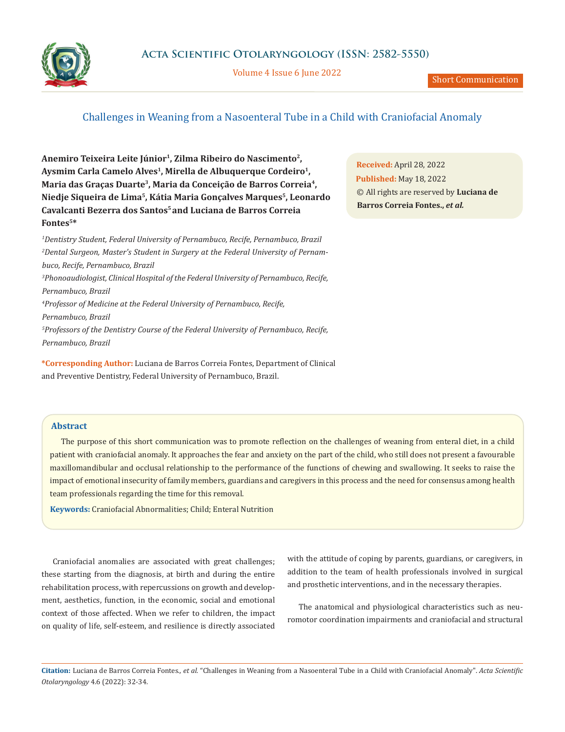Short Communication

# Challenges in Weaning from a Nasoenteral Tube in a Child with Craniofacial Anomaly

**Anemiro Teixeira Leite Júnior[1], Zilma Ribeiro do Nascimento[2], Aysmim Carla Camelo Alves[1], Mirella de Albuquerque Cordeiro[1], Maria das Graças Duarte[3], Maria da Conceição de Barros Correia[4], Niedje Siqueira de Lima[5], Kátia Maria Gonçalves Marques[5], Leonardo Cavalcanti Bezerra dos Santos[5] and Luciana de Barros Correia Fontes[5]***

*[1]Dentistry Student, Federal University of Pernambuco, Recife, Pernambuco, Brazil*

*[2]Dental Surgeon, Master's Student in Surgery at the Federal University of Pernambuco, Recife, Pernambuco, Brazil*

*[3]Phonoaudiologist, Clinical Hospital of the Federal University of Pernambuco, Recife, Pernambuco, Brazil*

*[4]Professor of Medicine at the Federal University of Pernambuco, Recife, Pernambuco, Brazil*

*[5]Professors of the Dentistry Course of the Federal University of Pernambuco, Recife, Pernambuco, Brazil*

**\*Corresponding Author:** Luciana de Barros Correia Fontes, Department of Clinical and Preventive Dentistry, Federal University of Pernambuco, Brazil.

**Received:** April 28, 2022

**Published:** May 18, 2022

© All rights are reserved by **Luciana de Barros Correia Fontes., *et al.***

## Abstract

The purpose of this short communication was to promote reflection on the challenges of weaning from enteral diet, in a child patient with craniofacial anomaly. It approaches the fear and anxiety on the part of the child, who still does not present a favourable maxillomandibular and occlusal relationship to the performance of the functions of chewing and swallowing. It seeks to raise the impact of emotional insecurity of family members, guardians and caregivers in this process and the need for consensus among health team professionals regarding the time for this removal.

**Keywords:** Craniofacial Abnormalities; Child; Enteral Nutrition

Craniofacial anomalies are associated with great challenges; these starting from the diagnosis, at birth and during the entire rehabilitation process, with repercussions on growth and development, aesthetics, function, in the economic, social and emotional context of those affected. When we refer to children, the impact on quality of life, self-esteem, and resilience is directly associated with the attitude of coping by parents, guardians, or caregivers, in addition to the team of health professionals involved in surgical and prosthetic interventions, and in the necessary therapies.

The anatomical and physiological characteristics such as neuromotor coordination impairments and craniofacial and structural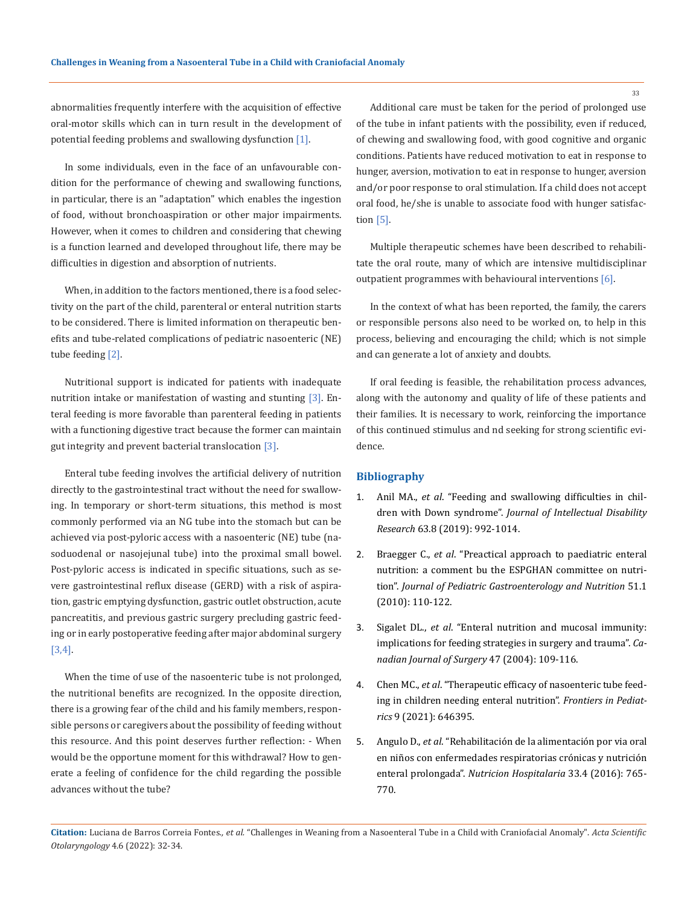abnormalities frequently interfere with the acquisition of effective oral-motor skills which can in turn result in the development of potential feeding problems and swallowing dysfunction [1].

In some individuals, even in the face of an unfavourable condition for the performance of chewing and swallowing functions, in particular, there is an "adaptation" which enables the ingestion of food, without bronchoaspiration or other major impairments. However, when it comes to children and considering that chewing is a function learned and developed throughout life, there may be difficulties in digestion and absorption of nutrients.

When, in addition to the factors mentioned, there is a food selectivity on the part of the child, parenteral or enteral nutrition starts to be considered. There is limited information on therapeutic benefits and tube-related complications of pediatric nasoenteric (NE) tube feeding [2].

Nutritional support is indicated for patients with inadequate nutrition intake or manifestation of wasting and stunting [3]. Enteral feeding is more favorable than parenteral feeding in patients with a functioning digestive tract because the former can maintain gut integrity and prevent bacterial translocation [3].

Enteral tube feeding involves the artificial delivery of nutrition directly to the gastrointestinal tract without the need for swallowing. In temporary or short-term situations, this method is most commonly performed via an NG tube into the stomach but can be achieved via post-pyloric access with a nasoenteric (NE) tube (nasoduodenal or nasojejunal tube) into the proximal small bowel. Post-pyloric access is indicated in specific situations, such as severe gastrointestinal reflux disease (GERD) with a risk of aspiration, gastric emptying dysfunction, gastric outlet obstruction, acute pancreatitis, and previous gastric surgery precluding gastric feeding or in early postoperative feeding after major abdominal surgery [3,4].

When the time of use of the nasoenteric tube is not prolonged, the nutritional benefits are recognized. In the opposite direction, there is a growing fear of the child and his family members, responsible persons or caregivers about the possibility of feeding without this resource. And this point deserves further reflection: - When would be the opportune moment for this withdrawal? How to generate a feeling of confidence for the child regarding the possible advances without the tube?

Additional care must be taken for the period of prolonged use of the tube in infant patients with the possibility, even if reduced, of chewing and swallowing food, with good cognitive and organic conditions. Patients have reduced motivation to eat in response to hunger, aversion, motivation to eat in response to hunger, aversion and/or poor response to oral stimulation. If a child does not accept oral food, he/she is unable to associate food with hunger satisfaction [5].

Multiple therapeutic schemes have been described to rehabilitate the oral route, many of which are intensive multidisciplinar outpatient programmes with behavioural interventions [6].

In the context of what has been reported, the family, the carers or responsible persons also need to be worked on, to help in this process, believing and encouraging the child; which is not simple and can generate a lot of anxiety and doubts.

If oral feeding is feasible, the rehabilitation process advances, along with the autonomy and quality of life of these patients and their families. It is necessary to work, reinforcing the importance of this continued stimulus and nd seeking for strong scientific evidence.

## Bibliography

1. Anil MA., *et al*. "Feeding and swallowing difficulties in children with Down syndrome". *Journal of Intellectual Disability Research* 63.8 (2019): 992-1014.
2. Braegger C., *et al*. "Preactical approach to paediatric enteral nutrition: a comment bu the ESPGHAN committee on nutrition". *Journal of Pediatric Gastroenterology and Nutrition* 51.1 (2010): 110-122.
3. Sigalet DL., *et al*. "Enteral nutrition and mucosal immunity: implications for feeding strategies in surgery and trauma". *Canadian Journal of Surgery* 47 (2004): 109-116.
4. Chen MC., *et al*. "Therapeutic efficacy of nasoenteric tube feeding in children needing enteral nutrition". *Frontiers in Pediatrics* 9 (2021): 646395.
5. Angulo D., *et al*. "Rehabilitación de la alimentación por via oral en niños con enfermedades respiratorias crónicas y nutrición enteral prolongada". *Nutricion Hospitalaria* 33.4 (2016): 765-770.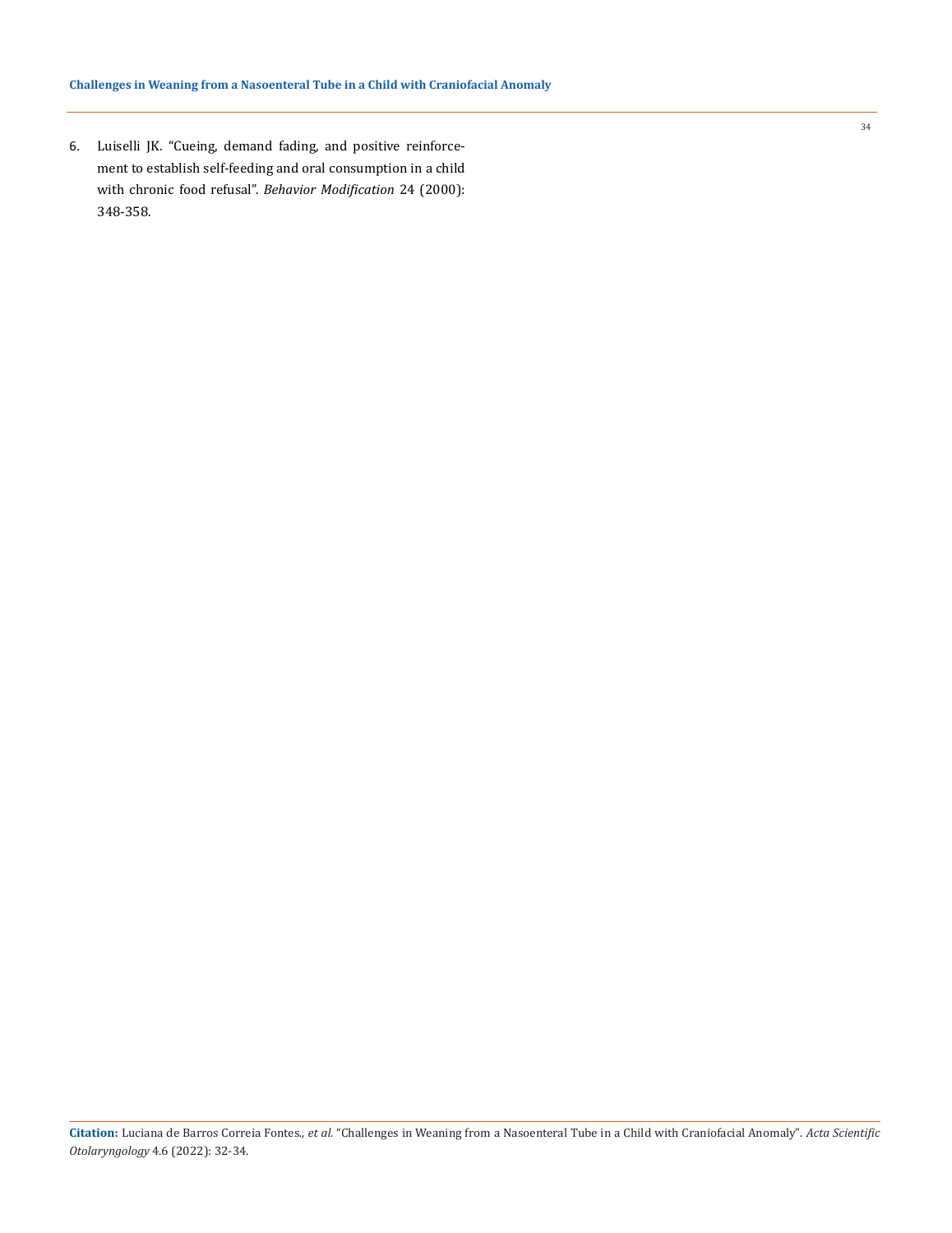6. Luiselli JK. "Cueing, demand fading, and positive reinforcement to establish self-feeding and oral consumption in a child with chronic food refusal". *Behavior Modification* 24 (2000): 348-358.